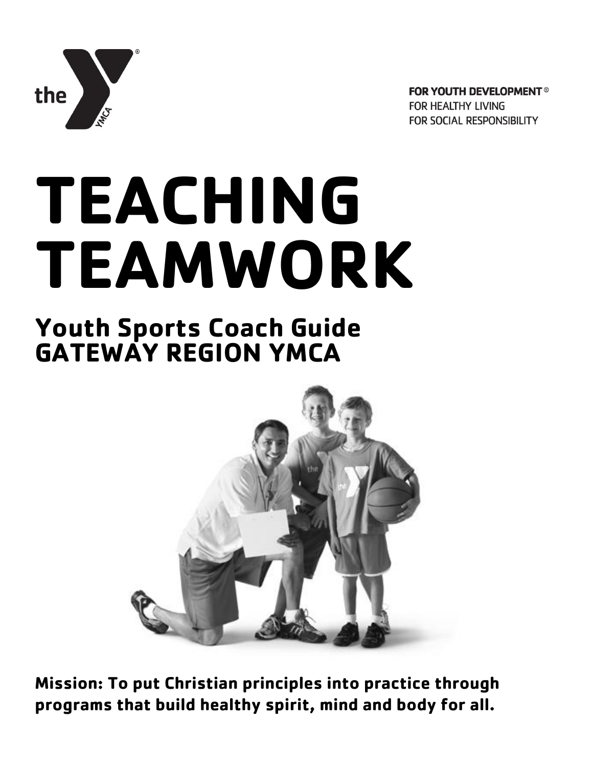FOR YOUTH DEVELOPMENT®
FOR HEALTHY LIVING
FOR SOCIAL RESPONSIBILITY

# TEACHING TEAMWORK

## Youth Sports Coach Guide
## GATEWAY REGION YMCA

**Mission: To put Christian principles into practice through programs that build healthy spirit, mind and body for all.**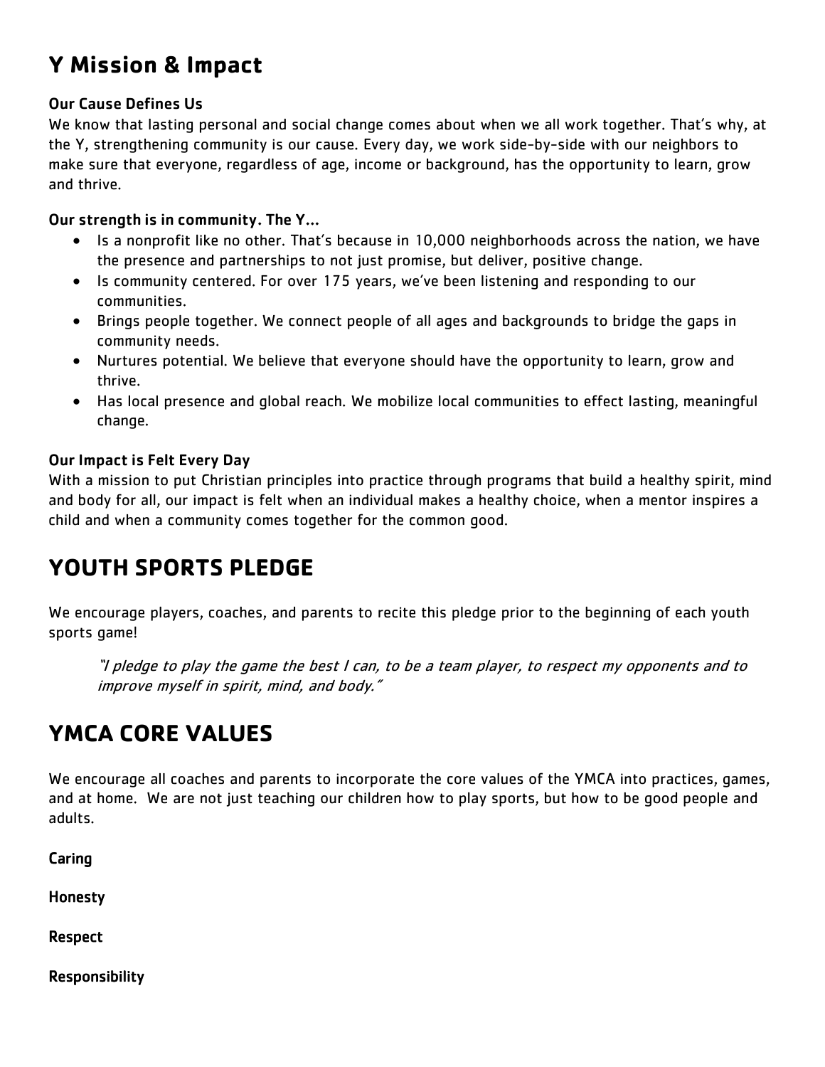# Y Mission & Impact

**Our Cause Defines Us**

We know that lasting personal and social change comes about when we all work together. That's why, at the Y, strengthening community is our cause. Every day, we work side-by-side with our neighbors to make sure that everyone, regardless of age, income or background, has the opportunity to learn, grow and thrive.

**Our strength is in community. The Y…**

- Is a nonprofit like no other. That's because in 10,000 neighborhoods across the nation, we have the presence and partnerships to not just promise, but deliver, positive change.
- Is community centered. For over 175 years, we've been listening and responding to our communities.
- Brings people together. We connect people of all ages and backgrounds to bridge the gaps in community needs.
- Nurtures potential. We believe that everyone should have the opportunity to learn, grow and thrive.
- Has local presence and global reach. We mobilize local communities to effect lasting, meaningful change.

**Our Impact is Felt Every Day**

With a mission to put Christian principles into practice through programs that build a healthy spirit, mind and body for all, our impact is felt when an individual makes a healthy choice, when a mentor inspires a child and when a community comes together for the common good.

# YOUTH SPORTS PLEDGE

We encourage players, coaches, and parents to recite this pledge prior to the beginning of each youth sports game!

> *"I pledge to play the game the best I can, to be a team player, to respect my opponents and to improve myself in spirit, mind, and body."*

# YMCA CORE VALUES

We encourage all coaches and parents to incorporate the core values of the YMCA into practices, games, and at home. We are not just teaching our children how to play sports, but how to be good people and adults.

**Caring**

**Honesty**

**Respect**

**Responsibility**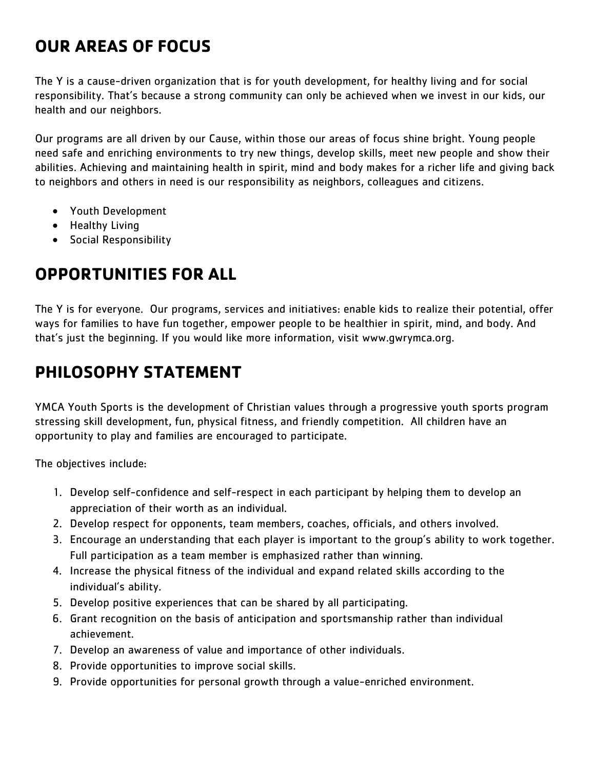## OUR AREAS OF FOCUS

The Y is a cause-driven organization that is for youth development, for healthy living and for social responsibility. That's because a strong community can only be achieved when we invest in our kids, our health and our neighbors.

Our programs are all driven by our Cause, within those our areas of focus shine bright. Young people need safe and enriching environments to try new things, develop skills, meet new people and show their abilities. Achieving and maintaining health in spirit, mind and body makes for a richer life and giving back to neighbors and others in need is our responsibility as neighbors, colleagues and citizens.

- Youth Development
- Healthy Living
- Social Responsibility

## OPPORTUNITIES FOR ALL

The Y is for everyone. Our programs, services and initiatives: enable kids to realize their potential, offer ways for families to have fun together, empower people to be healthier in spirit, mind, and body. And that's just the beginning. If you would like more information, visit www.gwrymca.org.

## PHILOSOPHY STATEMENT

YMCA Youth Sports is the development of Christian values through a progressive youth sports program stressing skill development, fun, physical fitness, and friendly competition. All children have an opportunity to play and families are encouraged to participate.

The objectives include:

1. Develop self-confidence and self-respect in each participant by helping them to develop an appreciation of their worth as an individual.
2. Develop respect for opponents, team members, coaches, officials, and others involved.
3. Encourage an understanding that each player is important to the group's ability to work together. Full participation as a team member is emphasized rather than winning.
4. Increase the physical fitness of the individual and expand related skills according to the individual's ability.
5. Develop positive experiences that can be shared by all participating.
6. Grant recognition on the basis of anticipation and sportsmanship rather than individual achievement.
7. Develop an awareness of value and importance of other individuals.
8. Provide opportunities to improve social skills.
9. Provide opportunities for personal growth through a value-enriched environment.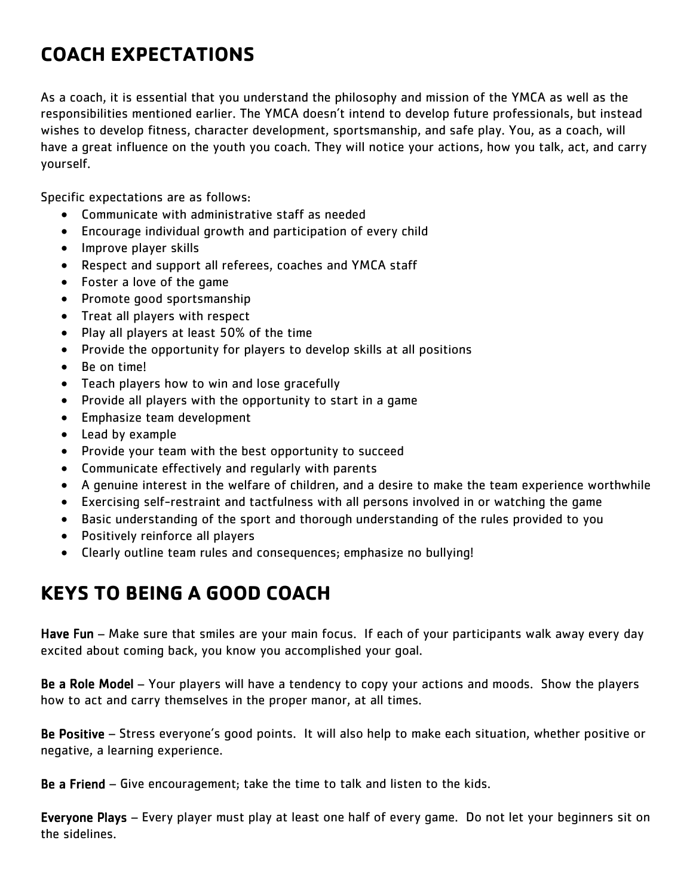## COACH EXPECTATIONS

As a coach, it is essential that you understand the philosophy and mission of the YMCA as well as the responsibilities mentioned earlier. The YMCA doesn't intend to develop future professionals, but instead wishes to develop fitness, character development, sportsmanship, and safe play. You, as a coach, will have a great influence on the youth you coach. They will notice your actions, how you talk, act, and carry yourself.

Specific expectations are as follows:

- Communicate with administrative staff as needed
- Encourage individual growth and participation of every child
- Improve player skills
- Respect and support all referees, coaches and YMCA staff
- Foster a love of the game
- Promote good sportsmanship
- Treat all players with respect
- Play all players at least 50% of the time
- Provide the opportunity for players to develop skills at all positions
- Be on time!
- Teach players how to win and lose gracefully
- Provide all players with the opportunity to start in a game
- Emphasize team development
- Lead by example
- Provide your team with the best opportunity to succeed
- Communicate effectively and regularly with parents
- A genuine interest in the welfare of children, and a desire to make the team experience worthwhile
- Exercising self-restraint and tactfulness with all persons involved in or watching the game
- Basic understanding of the sport and thorough understanding of the rules provided to you
- Positively reinforce all players
- Clearly outline team rules and consequences; emphasize no bullying!

## KEYS TO BEING A GOOD COACH

**Have Fun** – Make sure that smiles are your main focus. If each of your participants walk away every day excited about coming back, you know you accomplished your goal.

**Be a Role Model** – Your players will have a tendency to copy your actions and moods. Show the players how to act and carry themselves in the proper manor, at all times.

**Be Positive** – Stress everyone's good points. It will also help to make each situation, whether positive or negative, a learning experience.

**Be a Friend** – Give encouragement; take the time to talk and listen to the kids.

**Everyone Plays** – Every player must play at least one half of every game. Do not let your beginners sit on the sidelines.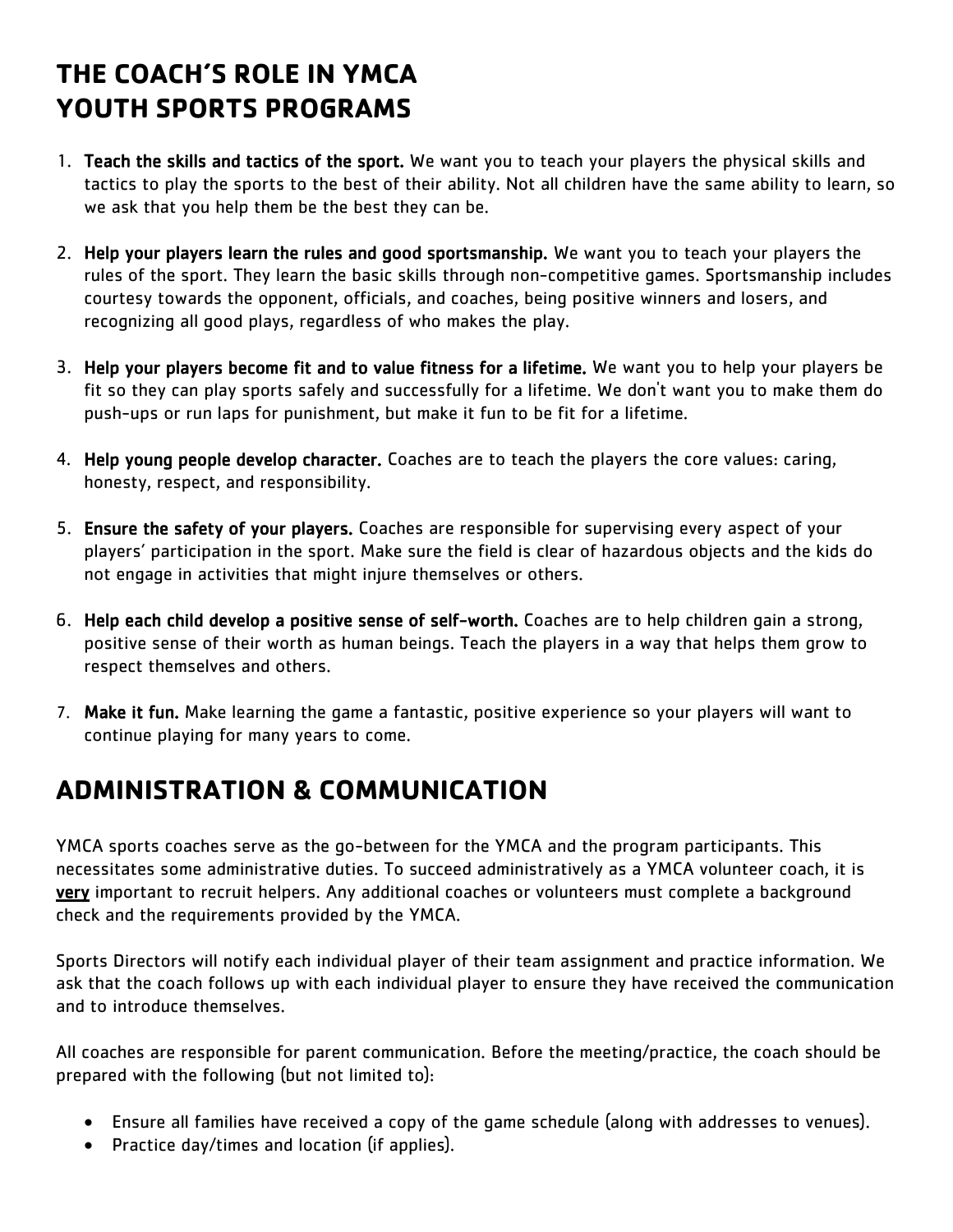# THE COACH'S ROLE IN YMCA YOUTH SPORTS PROGRAMS

1. **Teach the skills and tactics of the sport.** We want you to teach your players the physical skills and tactics to play the sports to the best of their ability. Not all children have the same ability to learn, so we ask that you help them be the best they can be.

2. **Help your players learn the rules and good sportsmanship.** We want you to teach your players the rules of the sport. They learn the basic skills through non-competitive games. Sportsmanship includes courtesy towards the opponent, officials, and coaches, being positive winners and losers, and recognizing all good plays, regardless of who makes the play.

3. **Help your players become fit and to value fitness for a lifetime.** We want you to help your players be fit so they can play sports safely and successfully for a lifetime. We don't want you to make them do push-ups or run laps for punishment, but make it fun to be fit for a lifetime.

4. **Help young people develop character.** Coaches are to teach the players the core values: caring, honesty, respect, and responsibility.

5. **Ensure the safety of your players.** Coaches are responsible for supervising every aspect of your players' participation in the sport. Make sure the field is clear of hazardous objects and the kids do not engage in activities that might injure themselves or others.

6. **Help each child develop a positive sense of self-worth.** Coaches are to help children gain a strong, positive sense of their worth as human beings. Teach the players in a way that helps them grow to respect themselves and others.

7. **Make it fun.** Make learning the game a fantastic, positive experience so your players will want to continue playing for many years to come.

# ADMINISTRATION & COMMUNICATION

YMCA sports coaches serve as the go-between for the YMCA and the program participants. This necessitates some administrative duties. To succeed administratively as a YMCA volunteer coach, it is **very** important to recruit helpers. Any additional coaches or volunteers must complete a background check and the requirements provided by the YMCA.

Sports Directors will notify each individual player of their team assignment and practice information. We ask that the coach follows up with each individual player to ensure they have received the communication and to introduce themselves.

All coaches are responsible for parent communication. Before the meeting/practice, the coach should be prepared with the following (but not limited to):

- Ensure all families have received a copy of the game schedule (along with addresses to venues).
- Practice day/times and location (if applies).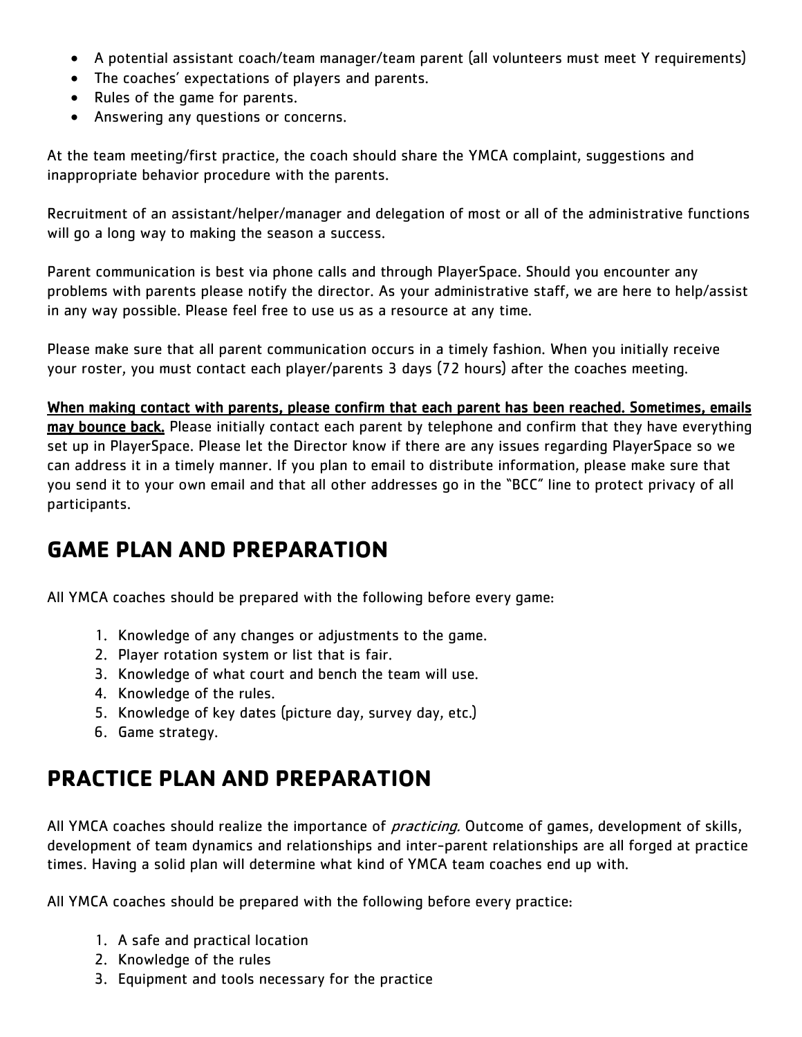- A potential assistant coach/team manager/team parent (all volunteers must meet Y requirements)
- The coaches' expectations of players and parents.
- Rules of the game for parents.
- Answering any questions or concerns.

At the team meeting/first practice, the coach should share the YMCA complaint, suggestions and inappropriate behavior procedure with the parents.

Recruitment of an assistant/helper/manager and delegation of most or all of the administrative functions will go a long way to making the season a success.

Parent communication is best via phone calls and through PlayerSpace. Should you encounter any problems with parents please notify the director. As your administrative staff, we are here to help/assist in any way possible. Please feel free to use us as a resource at any time.

Please make sure that all parent communication occurs in a timely fashion. When you initially receive your roster, you must contact each player/parents 3 days (72 hours) after the coaches meeting.

**When making contact with parents, please confirm that each parent has been reached. Sometimes, emails may bounce back.** Please initially contact each parent by telephone and confirm that they have everything set up in PlayerSpace. Please let the Director know if there are any issues regarding PlayerSpace so we can address it in a timely manner. If you plan to email to distribute information, please make sure that you send it to your own email and that all other addresses go in the "BCC" line to protect privacy of all participants.

## GAME PLAN AND PREPARATION

All YMCA coaches should be prepared with the following before every game:

1. Knowledge of any changes or adjustments to the game.
2. Player rotation system or list that is fair.
3. Knowledge of what court and bench the team will use.
4. Knowledge of the rules.
5. Knowledge of key dates (picture day, survey day, etc.)
6. Game strategy.

## PRACTICE PLAN AND PREPARATION

All YMCA coaches should realize the importance of *practicing.* Outcome of games, development of skills, development of team dynamics and relationships and inter-parent relationships are all forged at practice times. Having a solid plan will determine what kind of YMCA team coaches end up with.

All YMCA coaches should be prepared with the following before every practice:

1. A safe and practical location
2. Knowledge of the rules
3. Equipment and tools necessary for the practice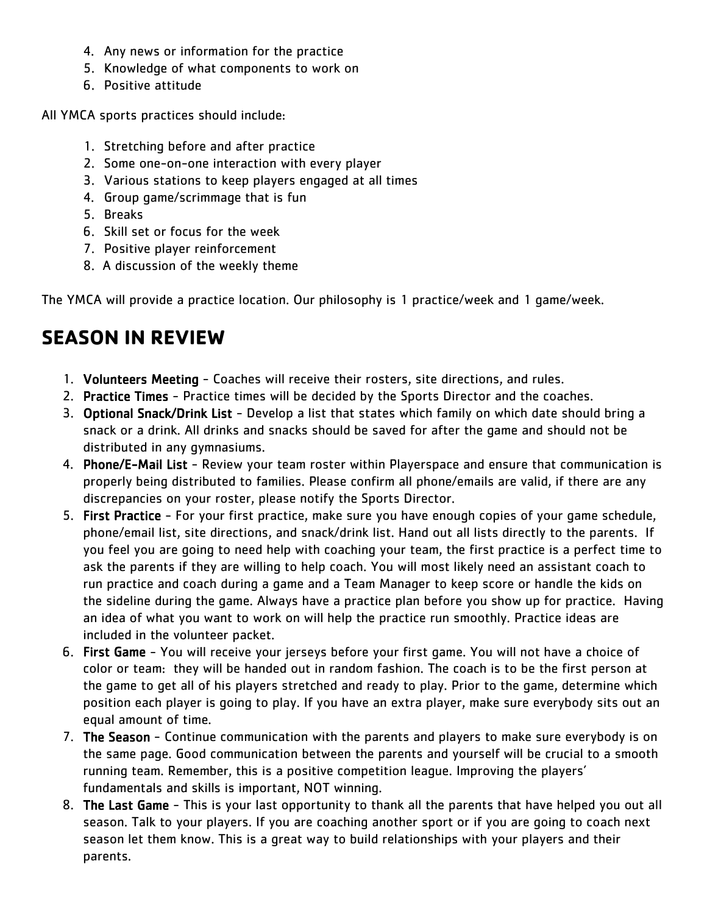4. Any news or information for the practice
5. Knowledge of what components to work on
6. Positive attitude

All YMCA sports practices should include:

1. Stretching before and after practice
2. Some one-on-one interaction with every player
3. Various stations to keep players engaged at all times
4. Group game/scrimmage that is fun
5. Breaks
6. Skill set or focus for the week
7. Positive player reinforcement
8. A discussion of the weekly theme

The YMCA will provide a practice location. Our philosophy is 1 practice/week and 1 game/week.

## SEASON IN REVIEW

1. **Volunteers Meeting** - Coaches will receive their rosters, site directions, and rules.
2. **Practice Times** - Practice times will be decided by the Sports Director and the coaches.
3. **Optional Snack/Drink List** - Develop a list that states which family on which date should bring a snack or a drink. All drinks and snacks should be saved for after the game and should not be distributed in any gymnasiums.
4. **Phone/E-Mail List** - Review your team roster within Playerspace and ensure that communication is properly being distributed to families. Please confirm all phone/emails are valid, if there are any discrepancies on your roster, please notify the Sports Director.
5. **First Practice** - For your first practice, make sure you have enough copies of your game schedule, phone/email list, site directions, and snack/drink list. Hand out all lists directly to the parents. If you feel you are going to need help with coaching your team, the first practice is a perfect time to ask the parents if they are willing to help coach. You will most likely need an assistant coach to run practice and coach during a game and a Team Manager to keep score or handle the kids on the sideline during the game. Always have a practice plan before you show up for practice. Having an idea of what you want to work on will help the practice run smoothly. Practice ideas are included in the volunteer packet.
6. **First Game** - You will receive your jerseys before your first game. You will not have a choice of color or team: they will be handed out in random fashion. The coach is to be the first person at the game to get all of his players stretched and ready to play. Prior to the game, determine which position each player is going to play. If you have an extra player, make sure everybody sits out an equal amount of time.
7. **The Season** - Continue communication with the parents and players to make sure everybody is on the same page. Good communication between the parents and yourself will be crucial to a smooth running team. Remember, this is a positive competition league. Improving the players' fundamentals and skills is important, NOT winning.
8. **The Last Game** - This is your last opportunity to thank all the parents that have helped you out all season. Talk to your players. If you are coaching another sport or if you are going to coach next season let them know. This is a great way to build relationships with your players and their parents.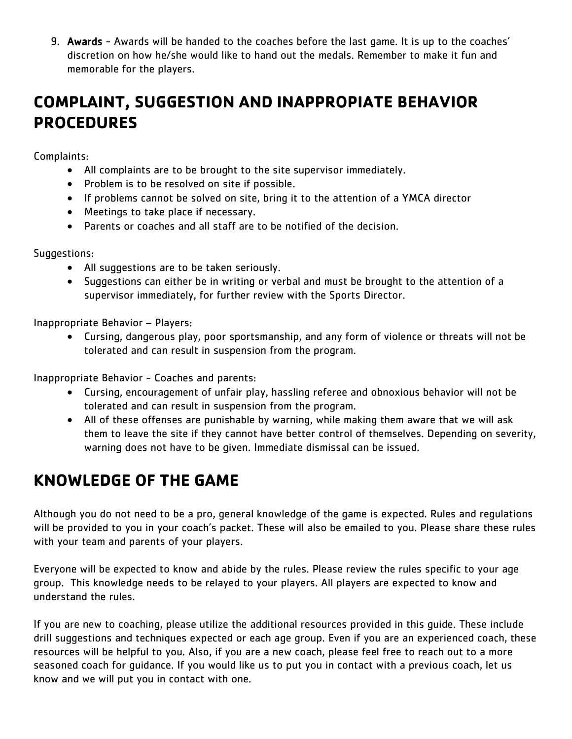9. **Awards** - Awards will be handed to the coaches before the last game. It is up to the coaches' discretion on how he/she would like to hand out the medals. Remember to make it fun and memorable for the players.

## COMPLAINT, SUGGESTION AND INAPPROPIATE BEHAVIOR PROCEDURES

Complaints:

- All complaints are to be brought to the site supervisor immediately.
- Problem is to be resolved on site if possible.
- If problems cannot be solved on site, bring it to the attention of a YMCA director
- Meetings to take place if necessary.
- Parents or coaches and all staff are to be notified of the decision.

Suggestions:

- All suggestions are to be taken seriously.
- Suggestions can either be in writing or verbal and must be brought to the attention of a supervisor immediately, for further review with the Sports Director.

Inappropriate Behavior – Players:

- Cursing, dangerous play, poor sportsmanship, and any form of violence or threats will not be tolerated and can result in suspension from the program.

Inappropriate Behavior - Coaches and parents:

- Cursing, encouragement of unfair play, hassling referee and obnoxious behavior will not be tolerated and can result in suspension from the program.
- All of these offenses are punishable by warning, while making them aware that we will ask them to leave the site if they cannot have better control of themselves. Depending on severity, warning does not have to be given. Immediate dismissal can be issued.

## KNOWLEDGE OF THE GAME

Although you do not need to be a pro, general knowledge of the game is expected. Rules and regulations will be provided to you in your coach's packet. These will also be emailed to you. Please share these rules with your team and parents of your players.

Everyone will be expected to know and abide by the rules. Please review the rules specific to your age group. This knowledge needs to be relayed to your players. All players are expected to know and understand the rules.

If you are new to coaching, please utilize the additional resources provided in this guide. These include drill suggestions and techniques expected or each age group. Even if you are an experienced coach, these resources will be helpful to you. Also, if you are a new coach, please feel free to reach out to a more seasoned coach for guidance. If you would like us to put you in contact with a previous coach, let us know and we will put you in contact with one.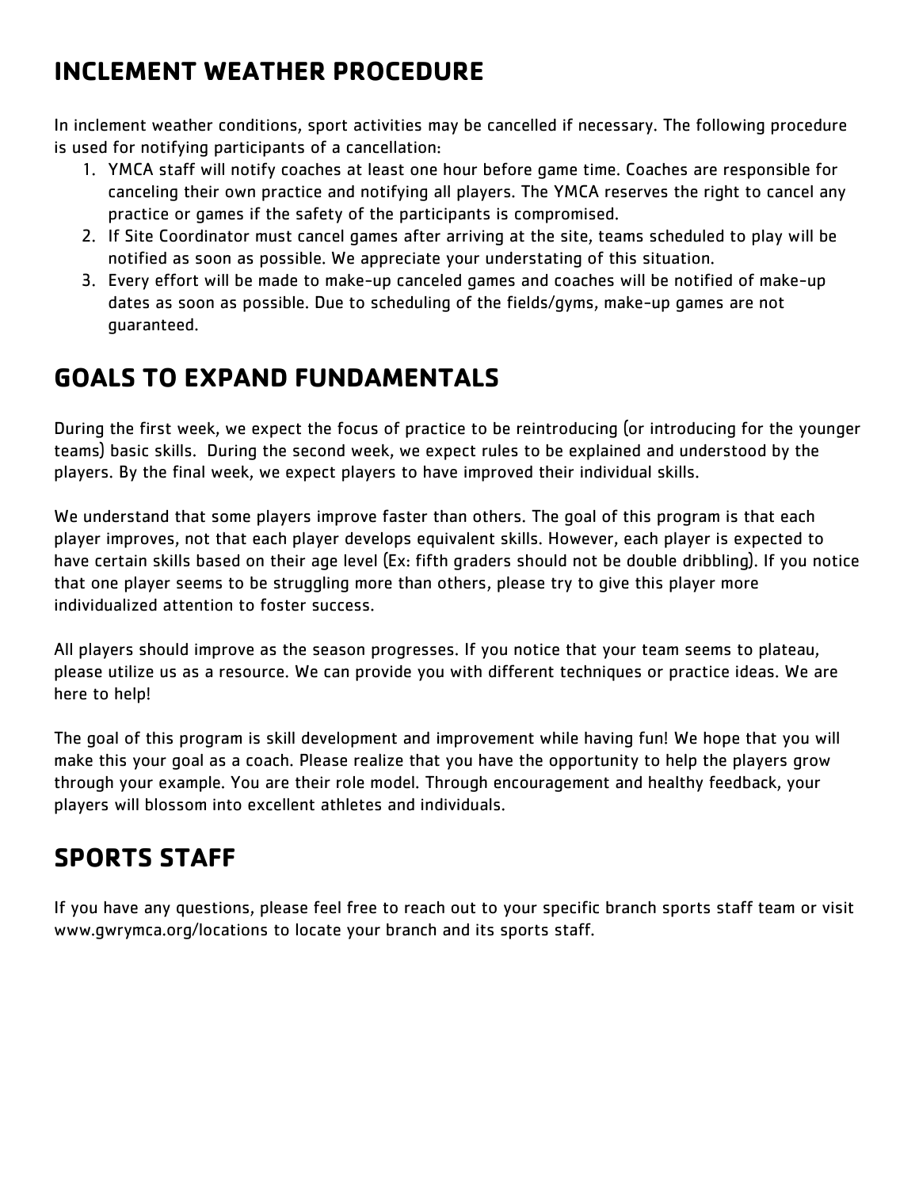## INCLEMENT WEATHER PROCEDURE

In inclement weather conditions, sport activities may be cancelled if necessary. The following procedure is used for notifying participants of a cancellation:

1. YMCA staff will notify coaches at least one hour before game time. Coaches are responsible for canceling their own practice and notifying all players. The YMCA reserves the right to cancel any practice or games if the safety of the participants is compromised.
2. If Site Coordinator must cancel games after arriving at the site, teams scheduled to play will be notified as soon as possible. We appreciate your understating of this situation.
3. Every effort will be made to make-up canceled games and coaches will be notified of make-up dates as soon as possible. Due to scheduling of the fields/gyms, make-up games are not guaranteed.

## GOALS TO EXPAND FUNDAMENTALS

During the first week, we expect the focus of practice to be reintroducing (or introducing for the younger teams) basic skills. During the second week, we expect rules to be explained and understood by the players. By the final week, we expect players to have improved their individual skills.

We understand that some players improve faster than others. The goal of this program is that each player improves, not that each player develops equivalent skills. However, each player is expected to have certain skills based on their age level (Ex: fifth graders should not be double dribbling). If you notice that one player seems to be struggling more than others, please try to give this player more individualized attention to foster success.

All players should improve as the season progresses. If you notice that your team seems to plateau, please utilize us as a resource. We can provide you with different techniques or practice ideas. We are here to help!

The goal of this program is skill development and improvement while having fun! We hope that you will make this your goal as a coach. Please realize that you have the opportunity to help the players grow through your example. You are their role model. Through encouragement and healthy feedback, your players will blossom into excellent athletes and individuals.

## SPORTS STAFF

If you have any questions, please feel free to reach out to your specific branch sports staff team or visit www.gwrymca.org/locations to locate your branch and its sports staff.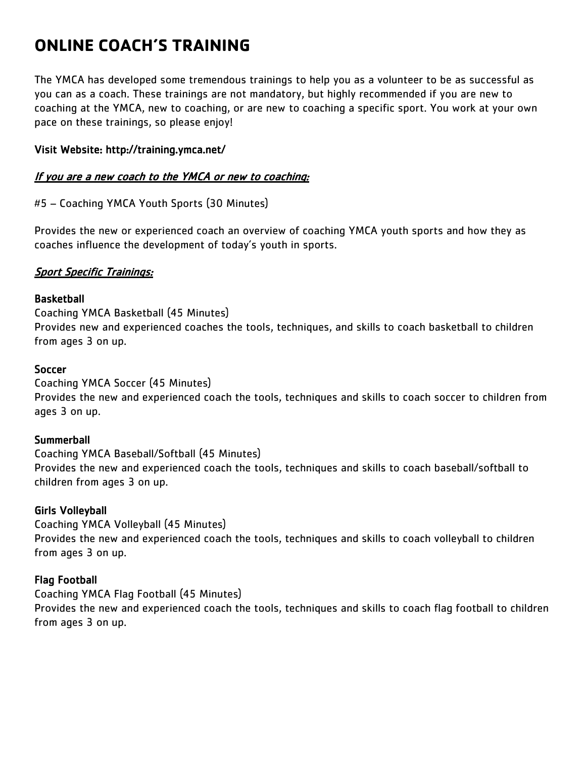# ONLINE COACH'S TRAINING

The YMCA has developed some tremendous trainings to help you as a volunteer to be as successful as you can as a coach. These trainings are not mandatory, but highly recommended if you are new to coaching at the YMCA, new to coaching, or are new to coaching a specific sport. You work at your own pace on these trainings, so please enjoy!

**Visit Website: http://training.ymca.net/**

***If you are a new coach to the YMCA or new to coaching:***

#5 – Coaching YMCA Youth Sports (30 Minutes)

Provides the new or experienced coach an overview of coaching YMCA youth sports and how they as coaches influence the development of today's youth in sports.

***Sport Specific Trainings:***

**Basketball**
Coaching YMCA Basketball (45 Minutes)
Provides new and experienced coaches the tools, techniques, and skills to coach basketball to children from ages 3 on up.

**Soccer**
Coaching YMCA Soccer (45 Minutes)
Provides the new and experienced coach the tools, techniques and skills to coach soccer to children from ages 3 on up.

**Summerball**
Coaching YMCA Baseball/Softball (45 Minutes)
Provides the new and experienced coach the tools, techniques and skills to coach baseball/softball to children from ages 3 on up.

**Girls Volleyball**
Coaching YMCA Volleyball (45 Minutes)
Provides the new and experienced coach the tools, techniques and skills to coach volleyball to children from ages 3 on up.

**Flag Football**
Coaching YMCA Flag Football (45 Minutes)
Provides the new and experienced coach the tools, techniques and skills to coach flag football to children from ages 3 on up.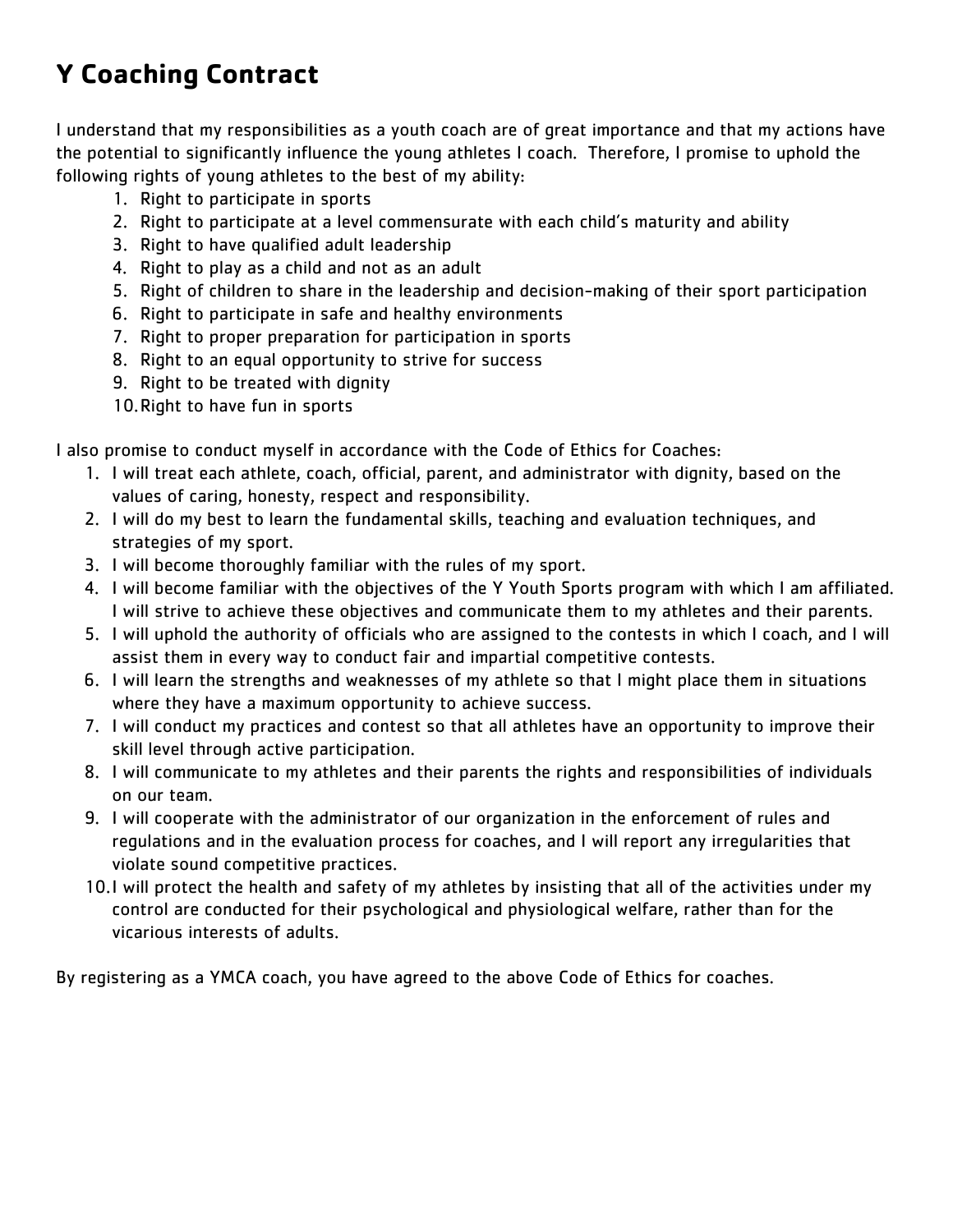# Y Coaching Contract

I understand that my responsibilities as a youth coach are of great importance and that my actions have the potential to significantly influence the young athletes I coach. Therefore, I promise to uphold the following rights of young athletes to the best of my ability:

1. Right to participate in sports
2. Right to participate at a level commensurate with each child's maturity and ability
3. Right to have qualified adult leadership
4. Right to play as a child and not as an adult
5. Right of children to share in the leadership and decision-making of their sport participation
6. Right to participate in safe and healthy environments
7. Right to proper preparation for participation in sports
8. Right to an equal opportunity to strive for success
9. Right to be treated with dignity
10. Right to have fun in sports

I also promise to conduct myself in accordance with the Code of Ethics for Coaches:

1. I will treat each athlete, coach, official, parent, and administrator with dignity, based on the values of caring, honesty, respect and responsibility.
2. I will do my best to learn the fundamental skills, teaching and evaluation techniques, and strategies of my sport.
3. I will become thoroughly familiar with the rules of my sport.
4. I will become familiar with the objectives of the Y Youth Sports program with which I am affiliated. I will strive to achieve these objectives and communicate them to my athletes and their parents.
5. I will uphold the authority of officials who are assigned to the contests in which I coach, and I will assist them in every way to conduct fair and impartial competitive contests.
6. I will learn the strengths and weaknesses of my athlete so that I might place them in situations where they have a maximum opportunity to achieve success.
7. I will conduct my practices and contest so that all athletes have an opportunity to improve their skill level through active participation.
8. I will communicate to my athletes and their parents the rights and responsibilities of individuals on our team.
9. I will cooperate with the administrator of our organization in the enforcement of rules and regulations and in the evaluation process for coaches, and I will report any irregularities that violate sound competitive practices.
10. I will protect the health and safety of my athletes by insisting that all of the activities under my control are conducted for their psychological and physiological welfare, rather than for the vicarious interests of adults.

By registering as a YMCA coach, you have agreed to the above Code of Ethics for coaches.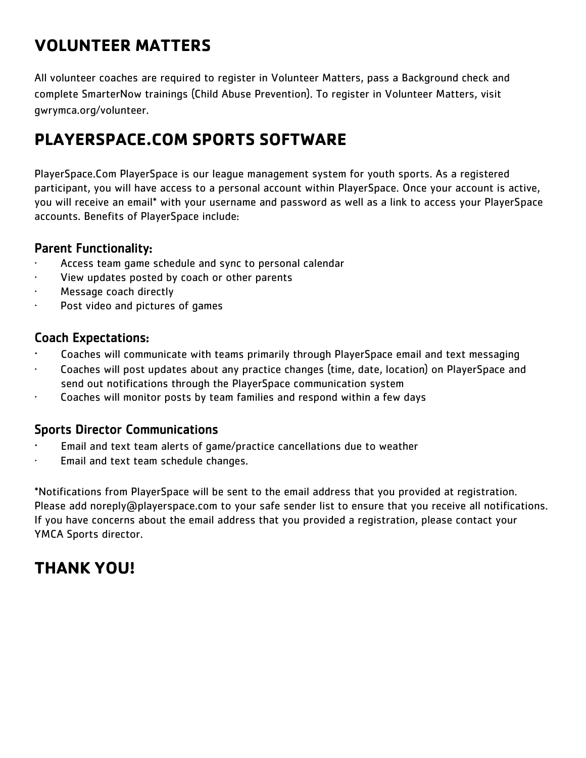## VOLUNTEER MATTERS

All volunteer coaches are required to register in Volunteer Matters, pass a Background check and complete SmarterNow trainings (Child Abuse Prevention). To register in Volunteer Matters, visit gwrymca.org/volunteer.

## PLAYERSPACE.COM SPORTS SOFTWARE

PlayerSpace.Com PlayerSpace is our league management system for youth sports. As a registered participant, you will have access to a personal account within PlayerSpace. Once your account is active, you will receive an email* with your username and password as well as a link to access your PlayerSpace accounts. Benefits of PlayerSpace include:

### Parent Functionality:

- Access team game schedule and sync to personal calendar
- View updates posted by coach or other parents
- Message coach directly
- Post video and pictures of games

### Coach Expectations:

- Coaches will communicate with teams primarily through PlayerSpace email and text messaging
- Coaches will post updates about any practice changes (time, date, location) on PlayerSpace and send out notifications through the PlayerSpace communication system
- Coaches will monitor posts by team families and respond within a few days

### Sports Director Communications

- Email and text team alerts of game/practice cancellations due to weather
- Email and text team schedule changes.

*Notifications from PlayerSpace will be sent to the email address that you provided at registration. Please add noreply@playerspace.com to your safe sender list to ensure that you receive all notifications. If you have concerns about the email address that you provided a registration, please contact your YMCA Sports director.

## THANK YOU!